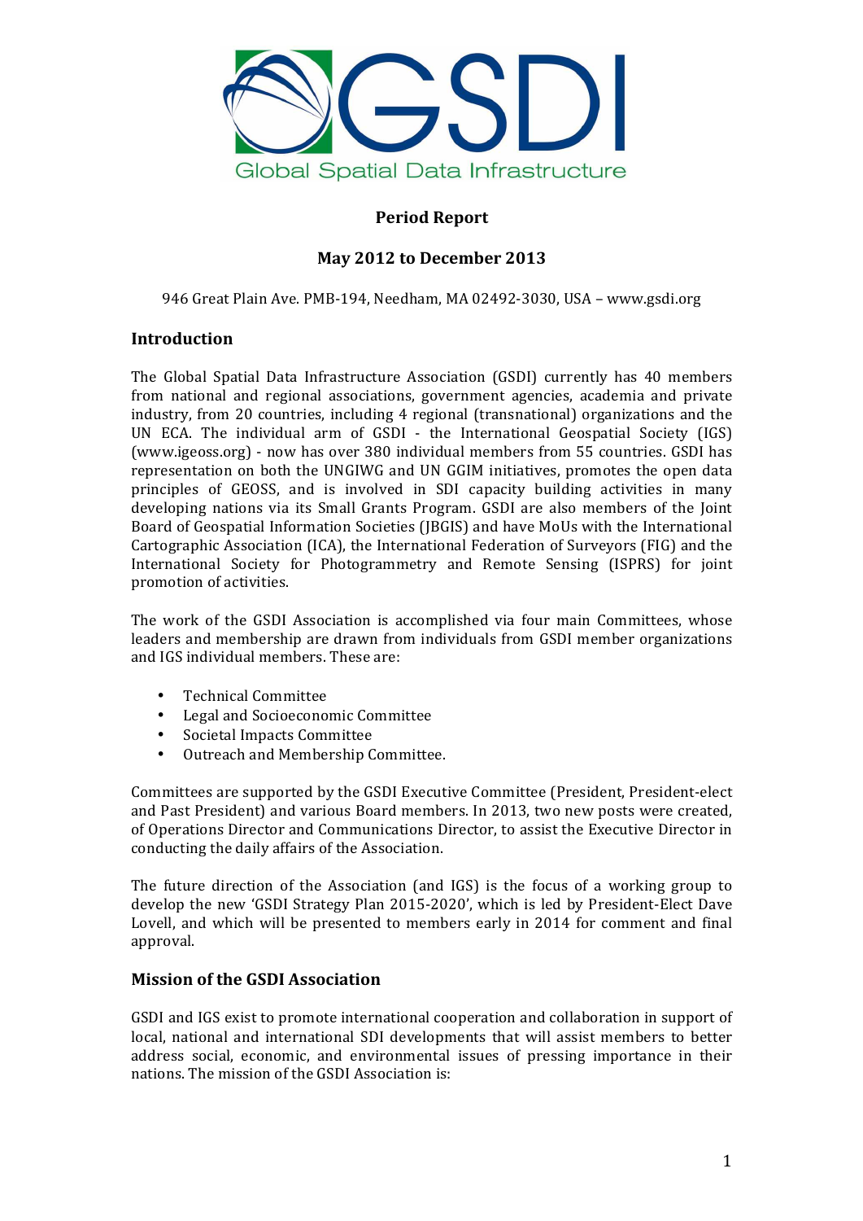GSDI

Global Spatial Data Infrastructure

**Period Report**

**May 2012 to December 2013**

946 Great Plain Ave. PMB-194, Needham, MA 02492-3030, USA – www.gsdi.org

## Introduction

The Global Spatial Data Infrastructure Association (GSDI) currently has 40 members from national and regional associations, government agencies, academia and private industry, from 20 countries, including 4 regional (transnational) organizations and the UN ECA. The individual arm of GSDI - the International Geospatial Society (IGS) (www.igeoss.org) - now has over 380 individual members from 55 countries. GSDI has representation on both the UNGIWG and UN GGIM initiatives, promotes the open data principles of GEOSS, and is involved in SDI capacity building activities in many developing nations via its Small Grants Program. GSDI are also members of the Joint Board of Geospatial Information Societies (JBGIS) and have MoUs with the International Cartographic Association (ICA), the International Federation of Surveyors (FIG) and the International Society for Photogrammetry and Remote Sensing (ISPRS) for joint promotion of activities.

The work of the GSDI Association is accomplished via four main Committees, whose leaders and membership are drawn from individuals from GSDI member organizations and IGS individual members. These are:

- Technical Committee
- Legal and Socioeconomic Committee
- Societal Impacts Committee
- Outreach and Membership Committee.

Committees are supported by the GSDI Executive Committee (President, President-elect and Past President) and various Board members. In 2013, two new posts were created, of Operations Director and Communications Director, to assist the Executive Director in conducting the daily affairs of the Association.

The future direction of the Association (and IGS) is the focus of a working group to develop the new 'GSDI Strategy Plan 2015-2020', which is led by President-Elect Dave Lovell, and which will be presented to members early in 2014 for comment and final approval.

## Mission of the GSDI Association

GSDI and IGS exist to promote international cooperation and collaboration in support of local, national and international SDI developments that will assist members to better address social, economic, and environmental issues of pressing importance in their nations. The mission of the GSDI Association is: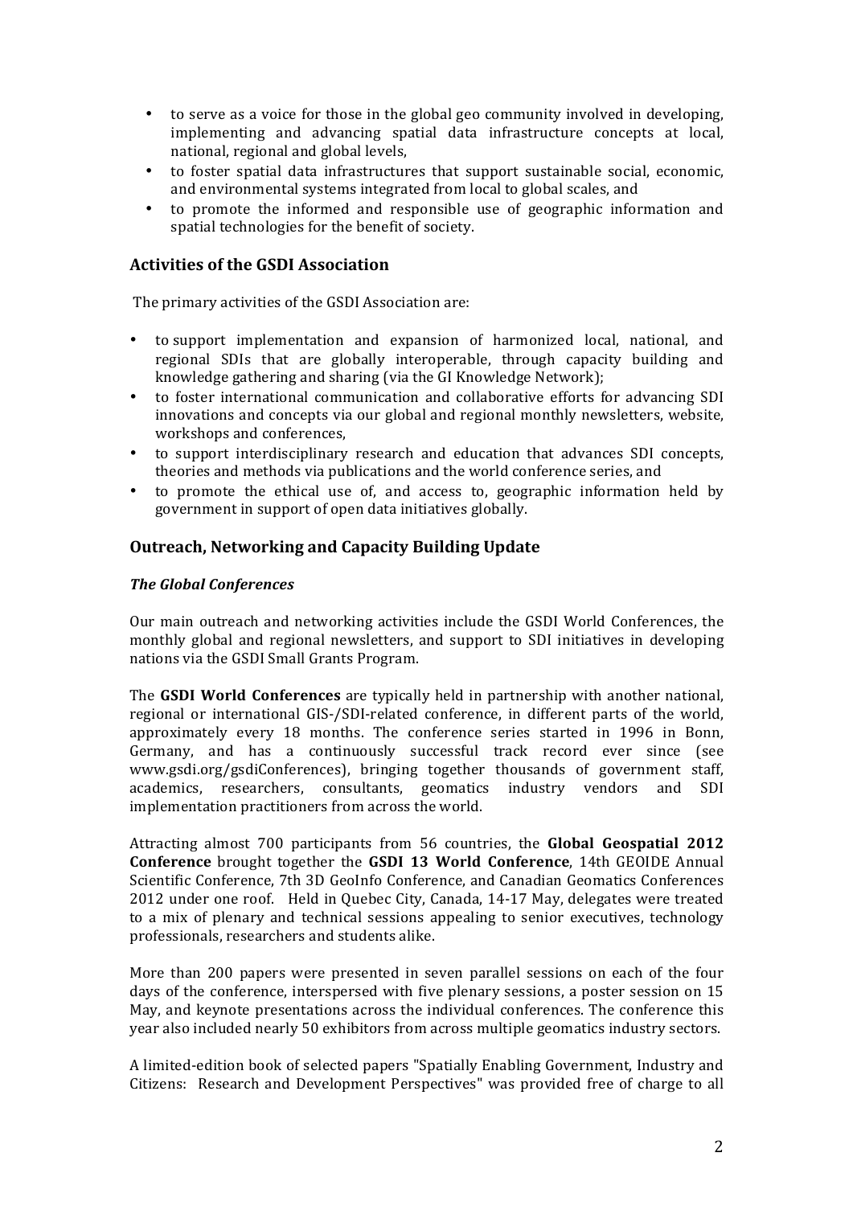- to serve as a voice for those in the global geo community involved in developing, implementing and advancing spatial data infrastructure concepts at local, national, regional and global levels,
- to foster spatial data infrastructures that support sustainable social, economic, and environmental systems integrated from local to global scales, and
- to promote the informed and responsible use of geographic information and spatial technologies for the benefit of society.

## Activities of the GSDI Association

The primary activities of the GSDI Association are:

- to support implementation and expansion of harmonized local, national, and regional SDIs that are globally interoperable, through capacity building and knowledge gathering and sharing (via the GI Knowledge Network);
- to foster international communication and collaborative efforts for advancing SDI innovations and concepts via our global and regional monthly newsletters, website, workshops and conferences,
- to support interdisciplinary research and education that advances SDI concepts, theories and methods via publications and the world conference series, and
- to promote the ethical use of, and access to, geographic information held by government in support of open data initiatives globally.

## Outreach, Networking and Capacity Building Update

### *The Global Conferences*

Our main outreach and networking activities include the GSDI World Conferences, the monthly global and regional newsletters, and support to SDI initiatives in developing nations via the GSDI Small Grants Program.

The **GSDI World Conferences** are typically held in partnership with another national, regional or international GIS-/SDI-related conference, in different parts of the world, approximately every 18 months. The conference series started in 1996 in Bonn, Germany, and has a continuously successful track record ever since (see www.gsdi.org/gsdiConferences), bringing together thousands of government staff, academics, researchers, consultants, geomatics industry vendors and SDI implementation practitioners from across the world.

Attracting almost 700 participants from 56 countries, the **Global Geospatial 2012 Conference** brought together the **GSDI 13 World Conference**, 14th GEOIDE Annual Scientific Conference, 7th 3D GeoInfo Conference, and Canadian Geomatics Conferences 2012 under one roof. Held in Quebec City, Canada, 14-17 May, delegates were treated to a mix of plenary and technical sessions appealing to senior executives, technology professionals, researchers and students alike.

More than 200 papers were presented in seven parallel sessions on each of the four days of the conference, interspersed with five plenary sessions, a poster session on 15 May, and keynote presentations across the individual conferences. The conference this year also included nearly 50 exhibitors from across multiple geomatics industry sectors.

A limited-edition book of selected papers "Spatially Enabling Government, Industry and Citizens: Research and Development Perspectives" was provided free of charge to all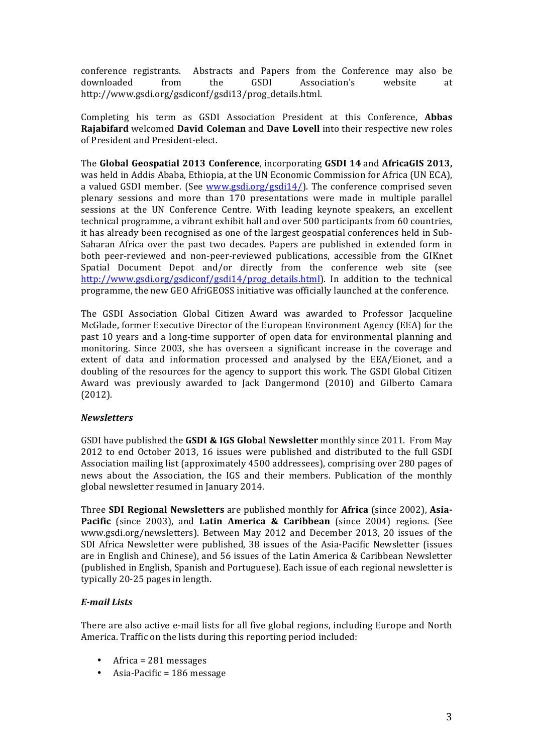conference registrants. Abstracts and Papers from the Conference may also be downloaded from the GSDI Association's website at http://www.gsdi.org/gsdiconf/gsdi13/prog_details.html.

Completing his term as GSDI Association President at this Conference, **Abbas Rajabifard** welcomed **David Coleman** and **Dave Lovell** into their respective new roles of President and President-elect.

The **Global Geospatial 2013 Conference**, incorporating **GSDI 14** and **AfricaGIS 2013,** was held in Addis Ababa, Ethiopia, at the UN Economic Commission for Africa (UN ECA), a valued GSDI member. (See www.gsdi.org/gsdi14/). The conference comprised seven plenary sessions and more than 170 presentations were made in multiple parallel sessions at the UN Conference Centre. With leading keynote speakers, an excellent technical programme, a vibrant exhibit hall and over 500 participants from 60 countries, it has already been recognised as one of the largest geospatial conferences held in Sub-Saharan Africa over the past two decades. Papers are published in extended form in both peer-reviewed and non-peer-reviewed publications, accessible from the GIKnet Spatial Document Depot and/or directly from the conference web site (see http://www.gsdi.org/gsdiconf/gsdi14/prog_details.html). In addition to the technical programme, the new GEO AfriGEOSS initiative was officially launched at the conference.

The GSDI Association Global Citizen Award was awarded to Professor Jacqueline McGlade, former Executive Director of the European Environment Agency (EEA) for the past 10 years and a long-time supporter of open data for environmental planning and monitoring. Since 2003, she has overseen a significant increase in the coverage and extent of data and information processed and analysed by the EEA/Eionet, and a doubling of the resources for the agency to support this work. The GSDI Global Citizen Award was previously awarded to Jack Dangermond (2010) and Gilberto Camara (2012).

***Newsletters***

GSDI have published the **GSDI & IGS Global Newsletter** monthly since 2011. From May 2012 to end October 2013, 16 issues were published and distributed to the full GSDI Association mailing list (approximately 4500 addressees), comprising over 280 pages of news about the Association, the IGS and their members. Publication of the monthly global newsletter resumed in January 2014.

Three **SDI Regional Newsletters** are published monthly for **Africa** (since 2002), **Asia-Pacific** (since 2003), and **Latin America & Caribbean** (since 2004) regions. (See www.gsdi.org/newsletters). Between May 2012 and December 2013, 20 issues of the SDI Africa Newsletter were published, 38 issues of the Asia-Pacific Newsletter (issues are in English and Chinese), and 56 issues of the Latin America & Caribbean Newsletter (published in English, Spanish and Portuguese). Each issue of each regional newsletter is typically 20-25 pages in length.

***E-mail Lists***

There are also active e-mail lists for all five global regions, including Europe and North America. Traffic on the lists during this reporting period included:

- Africa = 281 messages
- Asia-Pacific = 186 message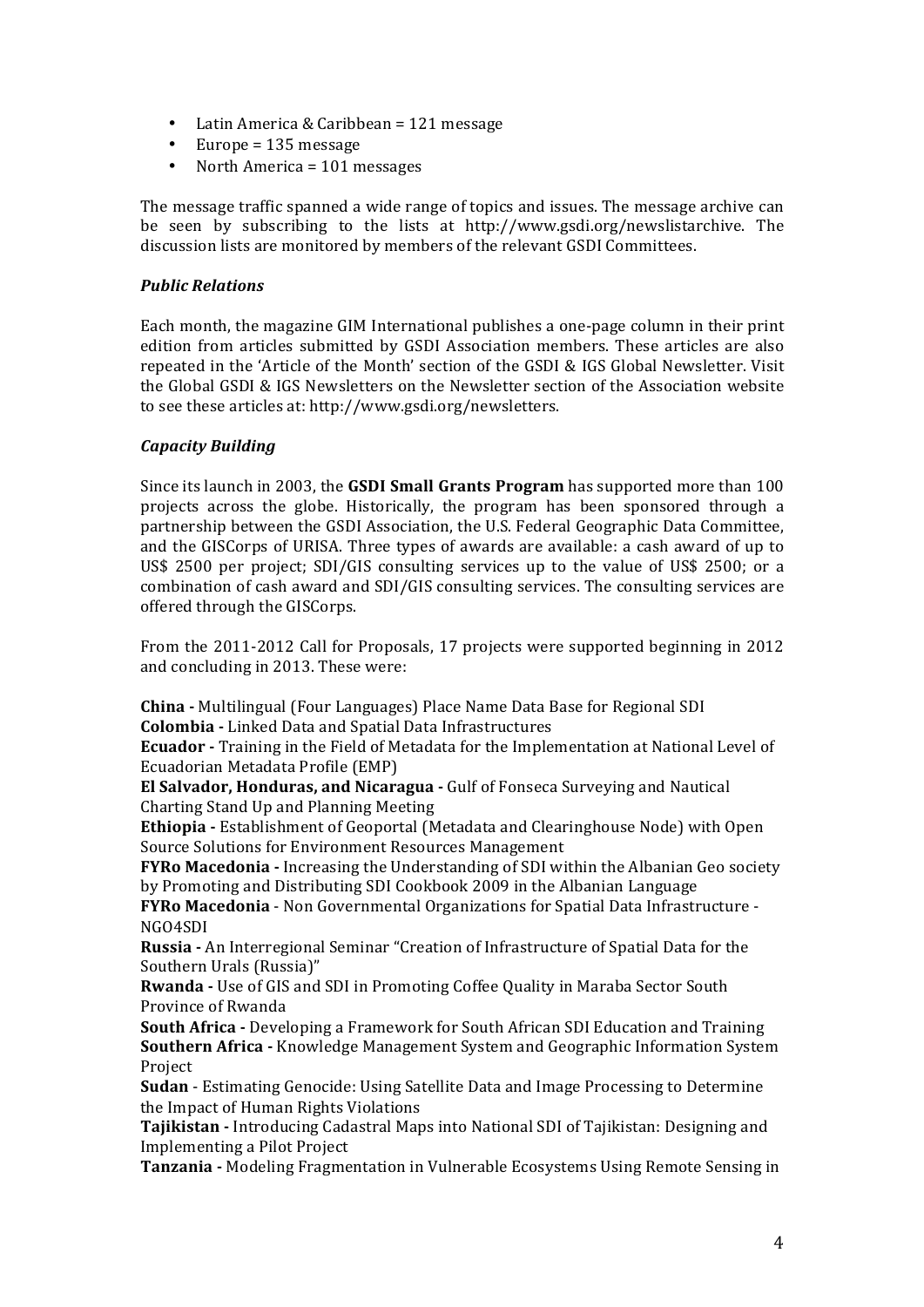- Latin America & Caribbean = 121 message
- Europe = 135 message
- North America = 101 messages

The message traffic spanned a wide range of topics and issues. The message archive can be seen by subscribing to the lists at http://www.gsdi.org/newslistarchive. The discussion lists are monitored by members of the relevant GSDI Committees.

### *Public Relations*

Each month, the magazine GIM International publishes a one-page column in their print edition from articles submitted by GSDI Association members. These articles are also repeated in the 'Article of the Month' section of the GSDI & IGS Global Newsletter. Visit the Global GSDI & IGS Newsletters on the Newsletter section of the Association website to see these articles at: http://www.gsdi.org/newsletters.

### *Capacity Building*

Since its launch in 2003, the **GSDI Small Grants Program** has supported more than 100 projects across the globe. Historically, the program has been sponsored through a partnership between the GSDI Association, the U.S. Federal Geographic Data Committee, and the GISCorps of URISA. Three types of awards are available: a cash award of up to US$ 2500 per project; SDI/GIS consulting services up to the value of US$ 2500; or a combination of cash award and SDI/GIS consulting services. The consulting services are offered through the GISCorps.

From the 2011-2012 Call for Proposals, 17 projects were supported beginning in 2012 and concluding in 2013. These were:

**China -** Multilingual (Four Languages) Place Name Data Base for Regional SDI
**Colombia -** Linked Data and Spatial Data Infrastructures
**Ecuador -** Training in the Field of Metadata for the Implementation at National Level of Ecuadorian Metadata Profile (EMP)
**El Salvador, Honduras, and Nicaragua -** Gulf of Fonseca Surveying and Nautical Charting Stand Up and Planning Meeting
**Ethiopia -** Establishment of Geoportal (Metadata and Clearinghouse Node) with Open Source Solutions for Environment Resources Management
**FYRo Macedonia -** Increasing the Understanding of SDI within the Albanian Geo society by Promoting and Distributing SDI Cookbook 2009 in the Albanian Language
**FYRo Macedonia** - Non Governmental Organizations for Spatial Data Infrastructure - NGO4SDI
**Russia -** An Interregional Seminar "Creation of Infrastructure of Spatial Data for the Southern Urals (Russia)"
**Rwanda -** Use of GIS and SDI in Promoting Coffee Quality in Maraba Sector South Province of Rwanda
**South Africa -** Developing a Framework for South African SDI Education and Training
**Southern Africa -** Knowledge Management System and Geographic Information System Project
**Sudan** - Estimating Genocide: Using Satellite Data and Image Processing to Determine the Impact of Human Rights Violations
**Tajikistan -** Introducing Cadastral Maps into National SDI of Tajikistan: Designing and Implementing a Pilot Project
**Tanzania -** Modeling Fragmentation in Vulnerable Ecosystems Using Remote Sensing in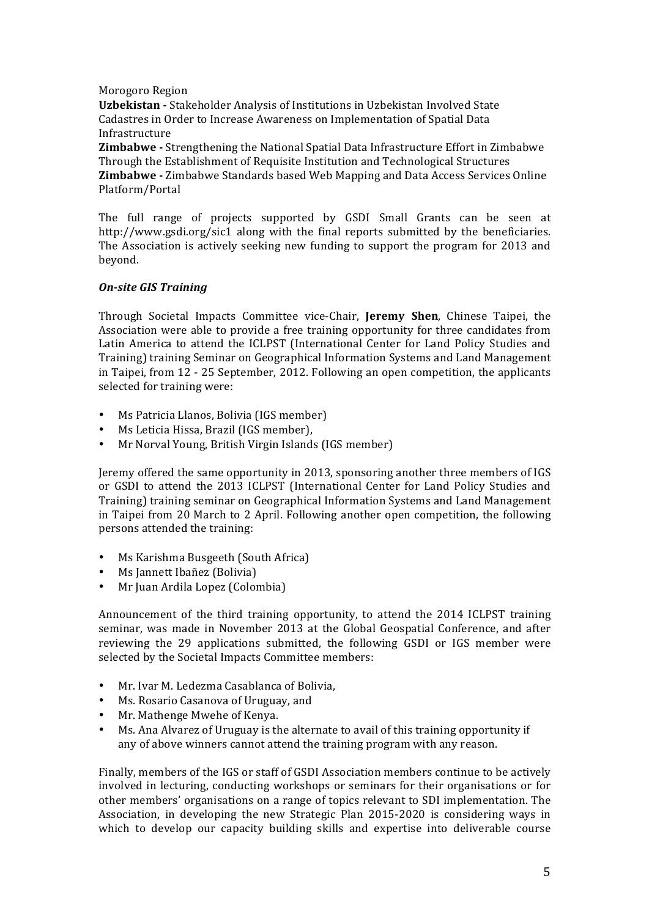Morogoro Region

**Uzbekistan -** Stakeholder Analysis of Institutions in Uzbekistan Involved State Cadastres in Order to Increase Awareness on Implementation of Spatial Data Infrastructure

**Zimbabwe -** Strengthening the National Spatial Data Infrastructure Effort in Zimbabwe Through the Establishment of Requisite Institution and Technological Structures

**Zimbabwe -** Zimbabwe Standards based Web Mapping and Data Access Services Online Platform/Portal

The full range of projects supported by GSDI Small Grants can be seen at http://www.gsdi.org/sic1 along with the final reports submitted by the beneficiaries. The Association is actively seeking new funding to support the program for 2013 and beyond.

***On-site GIS Training***

Through Societal Impacts Committee vice-Chair, **Jeremy Shen**, Chinese Taipei, the Association were able to provide a free training opportunity for three candidates from Latin America to attend the ICLPST (International Center for Land Policy Studies and Training) training Seminar on Geographical Information Systems and Land Management in Taipei, from 12 - 25 September, 2012. Following an open competition, the applicants selected for training were:

- Ms Patricia Llanos, Bolivia (IGS member)
- Ms Leticia Hissa, Brazil (IGS member),
- Mr Norval Young, British Virgin Islands (IGS member)

Jeremy offered the same opportunity in 2013, sponsoring another three members of IGS or GSDI to attend the 2013 ICLPST (International Center for Land Policy Studies and Training) training seminar on Geographical Information Systems and Land Management in Taipei from 20 March to 2 April. Following another open competition, the following persons attended the training:

- Ms Karishma Busgeeth (South Africa)
- Ms Jannett Ibañez (Bolivia)
- Mr Juan Ardila Lopez (Colombia)

Announcement of the third training opportunity, to attend the 2014 ICLPST training seminar, was made in November 2013 at the Global Geospatial Conference, and after reviewing the 29 applications submitted, the following GSDI or IGS member were selected by the Societal Impacts Committee members:

- Mr. Ivar M. Ledezma Casablanca of Bolivia,
- Ms. Rosario Casanova of Uruguay, and
- Mr. Mathenge Mwehe of Kenya.
- Ms. Ana Alvarez of Uruguay is the alternate to avail of this training opportunity if any of above winners cannot attend the training program with any reason.

Finally, members of the IGS or staff of GSDI Association members continue to be actively involved in lecturing, conducting workshops or seminars for their organisations or for other members' organisations on a range of topics relevant to SDI implementation. The Association, in developing the new Strategic Plan 2015-2020 is considering ways in which to develop our capacity building skills and expertise into deliverable course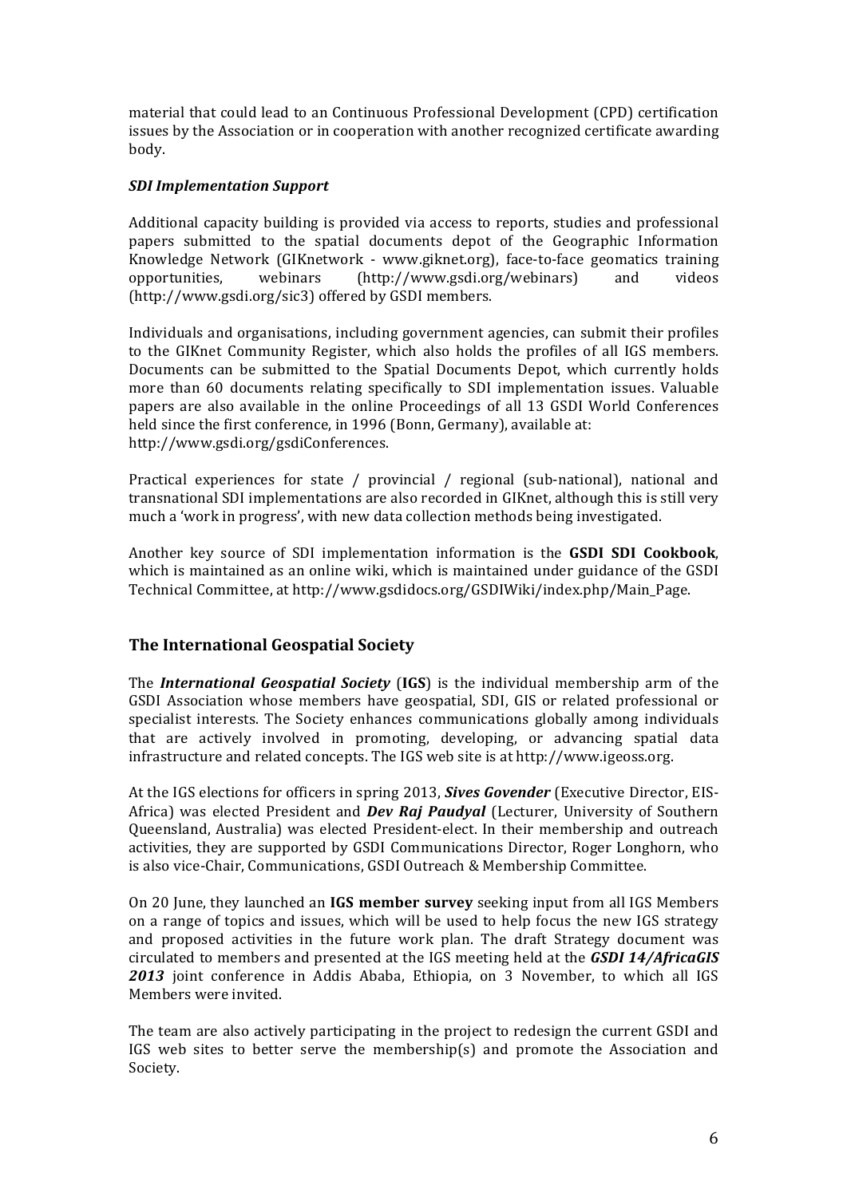material that could lead to an Continuous Professional Development (CPD) certification issues by the Association or in cooperation with another recognized certificate awarding body.

### *SDI Implementation Support*

Additional capacity building is provided via access to reports, studies and professional papers submitted to the spatial documents depot of the Geographic Information Knowledge Network (GIKnetwork - www.giknet.org), face-to-face geomatics training opportunities, webinars (http://www.gsdi.org/webinars) and videos (http://www.gsdi.org/sic3) offered by GSDI members.

Individuals and organisations, including government agencies, can submit their profiles to the GIKnet Community Register, which also holds the profiles of all IGS members. Documents can be submitted to the Spatial Documents Depot, which currently holds more than 60 documents relating specifically to SDI implementation issues. Valuable papers are also available in the online Proceedings of all 13 GSDI World Conferences held since the first conference, in 1996 (Bonn, Germany), available at: http://www.gsdi.org/gsdiConferences.

Practical experiences for state / provincial / regional (sub-national), national and transnational SDI implementations are also recorded in GIKnet, although this is still very much a 'work in progress', with new data collection methods being investigated.

Another key source of SDI implementation information is the **GSDI SDI Cookbook**, which is maintained as an online wiki, which is maintained under guidance of the GSDI Technical Committee, at http://www.gsdidocs.org/GSDIWiki/index.php/Main_Page.

## The International Geospatial Society

The ***International Geospatial Society*** (**IGS**) is the individual membership arm of the GSDI Association whose members have geospatial, SDI, GIS or related professional or specialist interests. The Society enhances communications globally among individuals that are actively involved in promoting, developing, or advancing spatial data infrastructure and related concepts. The IGS web site is at http://www.igeoss.org.

At the IGS elections for officers in spring 2013, ***Sives Govender*** (Executive Director, EIS-Africa) was elected President and ***Dev Raj Paudyal*** (Lecturer, University of Southern Queensland, Australia) was elected President-elect. In their membership and outreach activities, they are supported by GSDI Communications Director, Roger Longhorn, who is also vice-Chair, Communications, GSDI Outreach & Membership Committee.

On 20 June, they launched an **IGS member survey** seeking input from all IGS Members on a range of topics and issues, which will be used to help focus the new IGS strategy and proposed activities in the future work plan. The draft Strategy document was circulated to members and presented at the IGS meeting held at the ***GSDI 14/AfricaGIS 2013*** joint conference in Addis Ababa, Ethiopia, on 3 November, to which all IGS Members were invited.

The team are also actively participating in the project to redesign the current GSDI and IGS web sites to better serve the membership(s) and promote the Association and Society.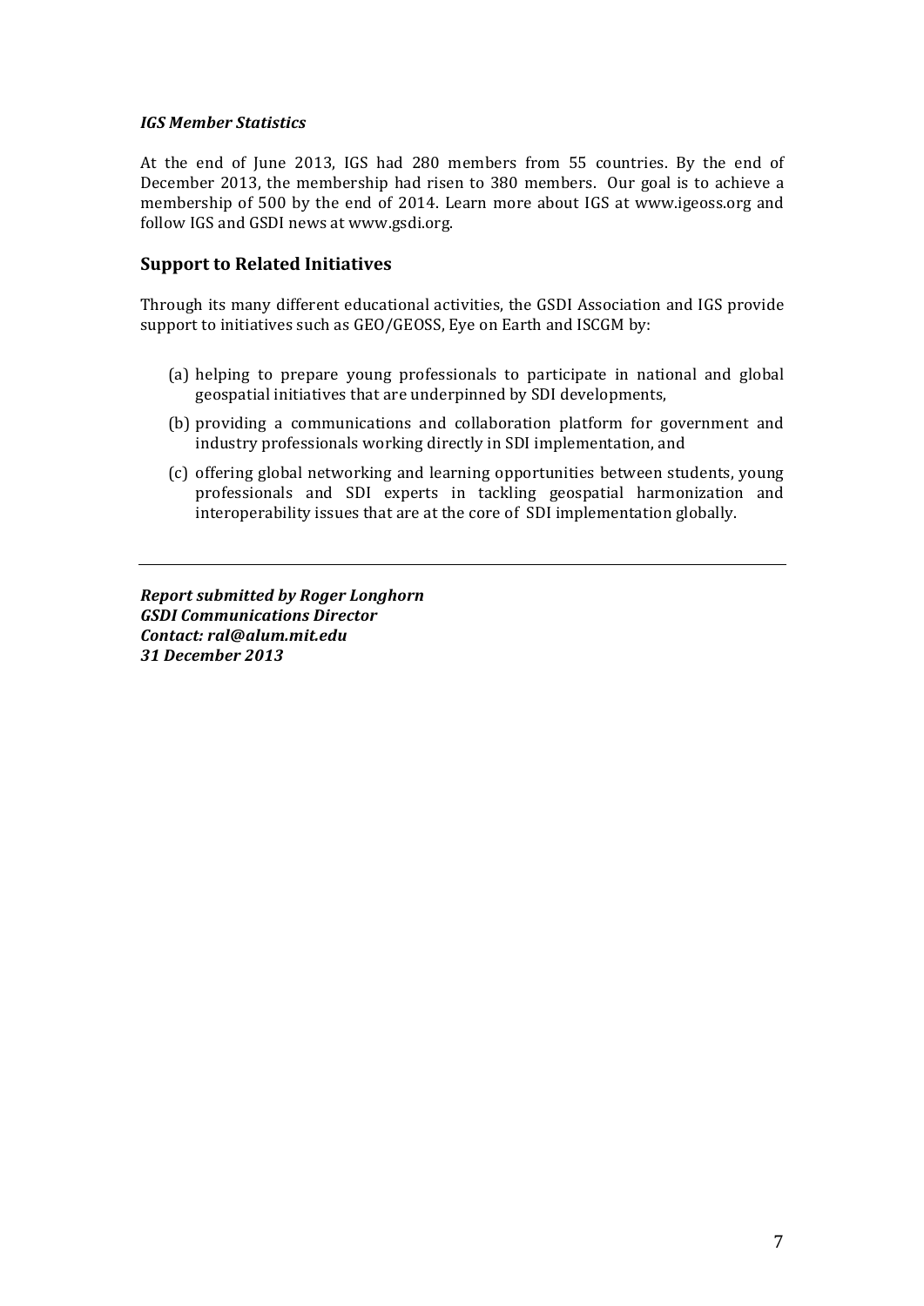***IGS Member Statistics***

At the end of June 2013, IGS had 280 members from 55 countries. By the end of December 2013, the membership had risen to 380 members. Our goal is to achieve a membership of 500 by the end of 2014. Learn more about IGS at www.igeoss.org and follow IGS and GSDI news at www.gsdi.org.

## Support to Related Initiatives

Through its many different educational activities, the GSDI Association and IGS provide support to initiatives such as GEO/GEOSS, Eye on Earth and ISCGM by:

(a) helping to prepare young professionals to participate in national and global geospatial initiatives that are underpinned by SDI developments,

(b) providing a communications and collaboration platform for government and industry professionals working directly in SDI implementation, and

(c) offering global networking and learning opportunities between students, young professionals and SDI experts in tackling geospatial harmonization and interoperability issues that are at the core of SDI implementation globally.

---

***Report submitted by Roger Longhorn***
***GSDI Communications Director***
***Contact: ral@alum.mit.edu***
***31 December 2013***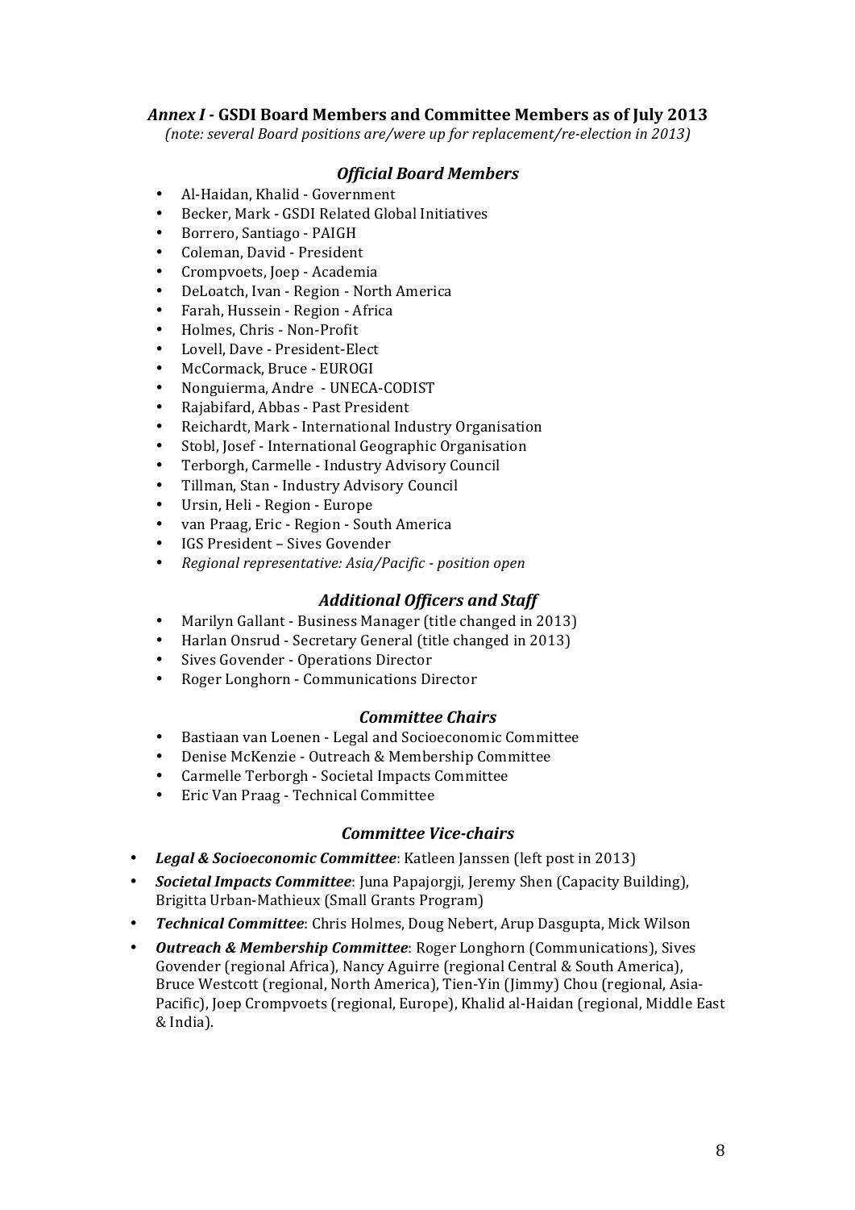## *Annex I* - GSDI Board Members and Committee Members as of July 2013

*(note: several Board positions are/were up for replacement/re-election in 2013)*

### *Official Board Members*

- Al-Haidan, Khalid - Government
- Becker, Mark - GSDI Related Global Initiatives
- Borrero, Santiago - PAIGH
- Coleman, David - President
- Crompvoets, Joep - Academia
- DeLoatch, Ivan - Region - North America
- Farah, Hussein - Region - Africa
- Holmes, Chris - Non-Profit
- Lovell, Dave - President-Elect
- McCormack, Bruce - EUROGI
- Nonguierma, Andre - UNECA-CODIST
- Rajabifard, Abbas - Past President
- Reichardt, Mark - International Industry Organisation
- Stobl, Josef - International Geographic Organisation
- Terborgh, Carmelle - Industry Advisory Council
- Tillman, Stan - Industry Advisory Council
- Ursin, Heli - Region - Europe
- van Praag, Eric - Region - South America
- IGS President – Sives Govender
- *Regional representative: Asia/Pacific - position open*

### *Additional Officers and Staff*

- Marilyn Gallant - Business Manager (title changed in 2013)
- Harlan Onsrud - Secretary General (title changed in 2013)
- Sives Govender - Operations Director
- Roger Longhorn - Communications Director

### *Committee Chairs*

- Bastiaan van Loenen - Legal and Socioeconomic Committee
- Denise McKenzie - Outreach & Membership Committee
- Carmelle Terborgh - Societal Impacts Committee
- Eric Van Praag - Technical Committee

### *Committee Vice-chairs*

- ***Legal & Socioeconomic Committee***: Katleen Janssen (left post in 2013)
- ***Societal Impacts Committee***: Juna Papajorgji, Jeremy Shen (Capacity Building), Brigitta Urban-Mathieux (Small Grants Program)
- ***Technical Committee***: Chris Holmes, Doug Nebert, Arup Dasgupta, Mick Wilson
- ***Outreach & Membership Committee***: Roger Longhorn (Communications), Sives Govender (regional Africa), Nancy Aguirre (regional Central & South America), Bruce Westcott (regional, North America), Tien-Yin (Jimmy) Chou (regional, Asia-Pacific), Joep Crompvoets (regional, Europe), Khalid al-Haidan (regional, Middle East & India).